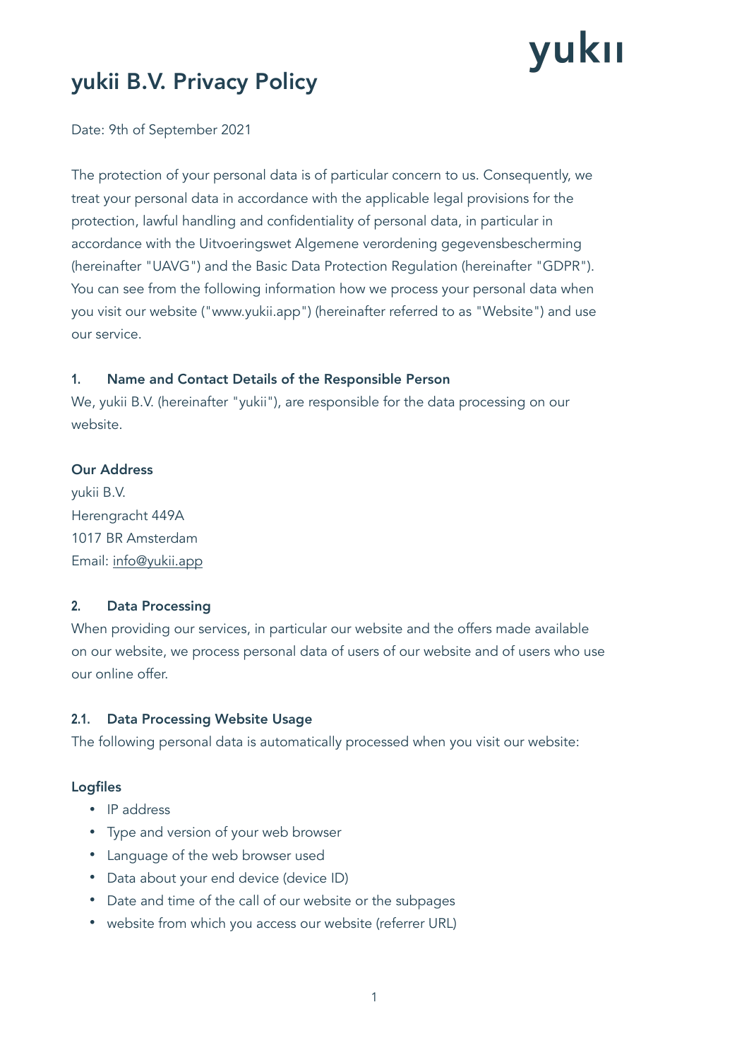# yukii B.V. Privacy Policy

Date: 9th of September 2021

The protection of your personal data is of particular concern to us. Consequently, we treat your personal data in accordance with the applicable legal provisions for the protection, lawful handling and confidentiality of personal data, in particular in accordance with the Uitvoeringswet Algemene verordening gegevensbescherming (hereinafter "UAVG") and the Basic Data Protection Regulation (hereinafter "GDPR"). You can see from the following information how we process your personal data when you visit our website ("www.yukii.app") (hereinafter referred to as "Website") and use our service.

### 1. Name and Contact Details of the Responsible Person

We, yukii B.V. (hereinafter "yukii"), are responsible for the data processing on our website.

**Our Address**

yukii B.V.
Herengracht 449A
1017 BR Amsterdam
Email: info@yukii.app

### 2. Data Processing

When providing our services, in particular our website and the offers made available on our website, we process personal data of users of our website and of users who use our online offer.

### 2.1. Data Processing Website Usage

The following personal data is automatically processed when you visit our website:

**Logfiles**

- IP address
- Type and version of your web browser
- Language of the web browser used
- Data about your end device (device ID)
- Date and time of the call of our website or the subpages
- website from which you access our website (referrer URL)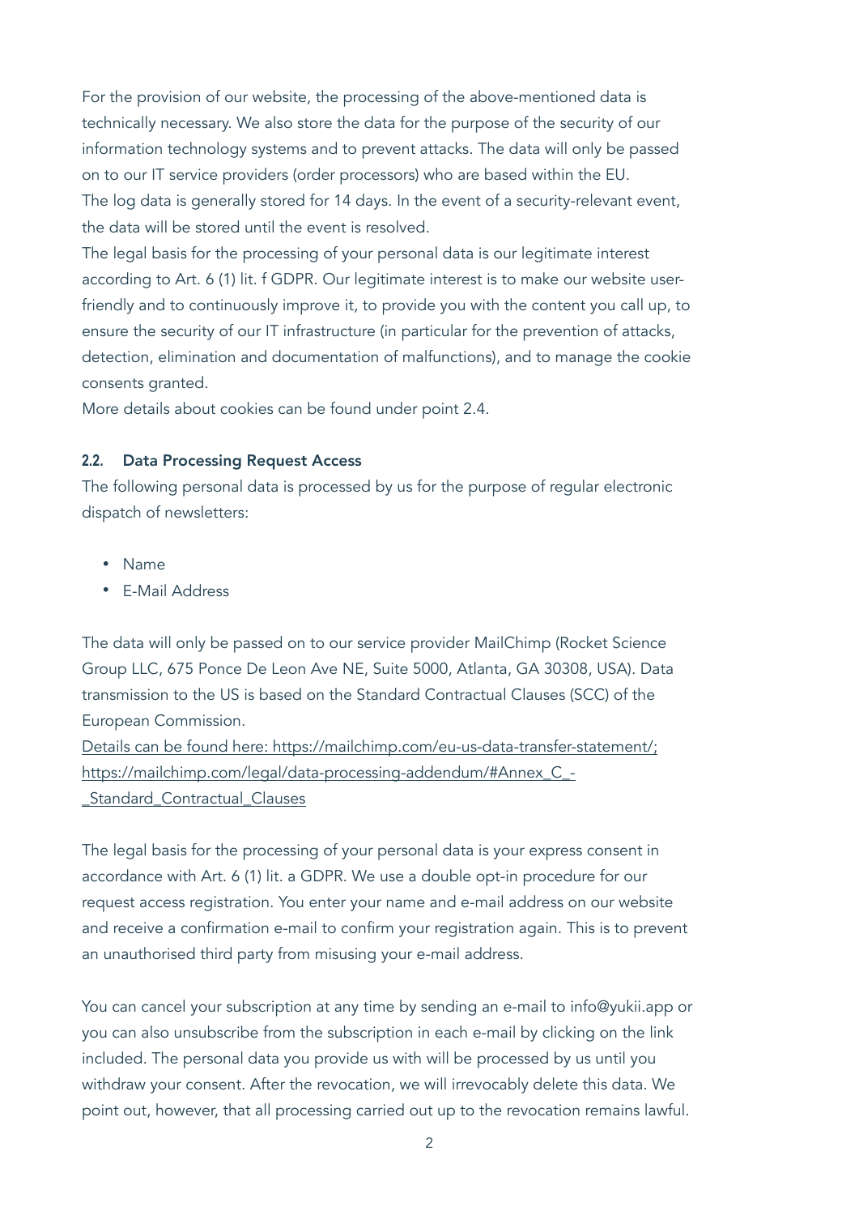For the provision of our website, the processing of the above-mentioned data is technically necessary. We also store the data for the purpose of the security of our information technology systems and to prevent attacks. The data will only be passed on to our IT service providers (order processors) who are based within the EU.
The log data is generally stored for 14 days. In the event of a security-relevant event, the data will be stored until the event is resolved.
The legal basis for the processing of your personal data is our legitimate interest according to Art. 6 (1) lit. f GDPR. Our legitimate interest is to make our website user-friendly and to continuously improve it, to provide you with the content you call up, to ensure the security of our IT infrastructure (in particular for the prevention of attacks, detection, elimination and documentation of malfunctions), and to manage the cookie consents granted.
More details about cookies can be found under point 2.4.

### 2.2. Data Processing Request Access

The following personal data is processed by us for the purpose of regular electronic dispatch of newsletters:

- Name
- E-Mail Address

The data will only be passed on to our service provider MailChimp (Rocket Science Group LLC, 675 Ponce De Leon Ave NE, Suite 5000, Atlanta, GA 30308, USA). Data transmission to the US is based on the Standard Contractual Clauses (SCC) of the European Commission.
Details can be found here: https://mailchimp.com/eu-us-data-transfer-statement/; https://mailchimp.com/legal/data-processing-addendum/#Annex_C_-_Standard_Contractual_Clauses

The legal basis for the processing of your personal data is your express consent in accordance with Art. 6 (1) lit. a GDPR. We use a double opt-in procedure for our request access registration. You enter your name and e-mail address on our website and receive a confirmation e-mail to confirm your registration again. This is to prevent an unauthorised third party from misusing your e-mail address.

You can cancel your subscription at any time by sending an e-mail to info@yukii.app or you can also unsubscribe from the subscription in each e-mail by clicking on the link included. The personal data you provide us with will be processed by us until you withdraw your consent. After the revocation, we will irrevocably delete this data. We point out, however, that all processing carried out up to the revocation remains lawful.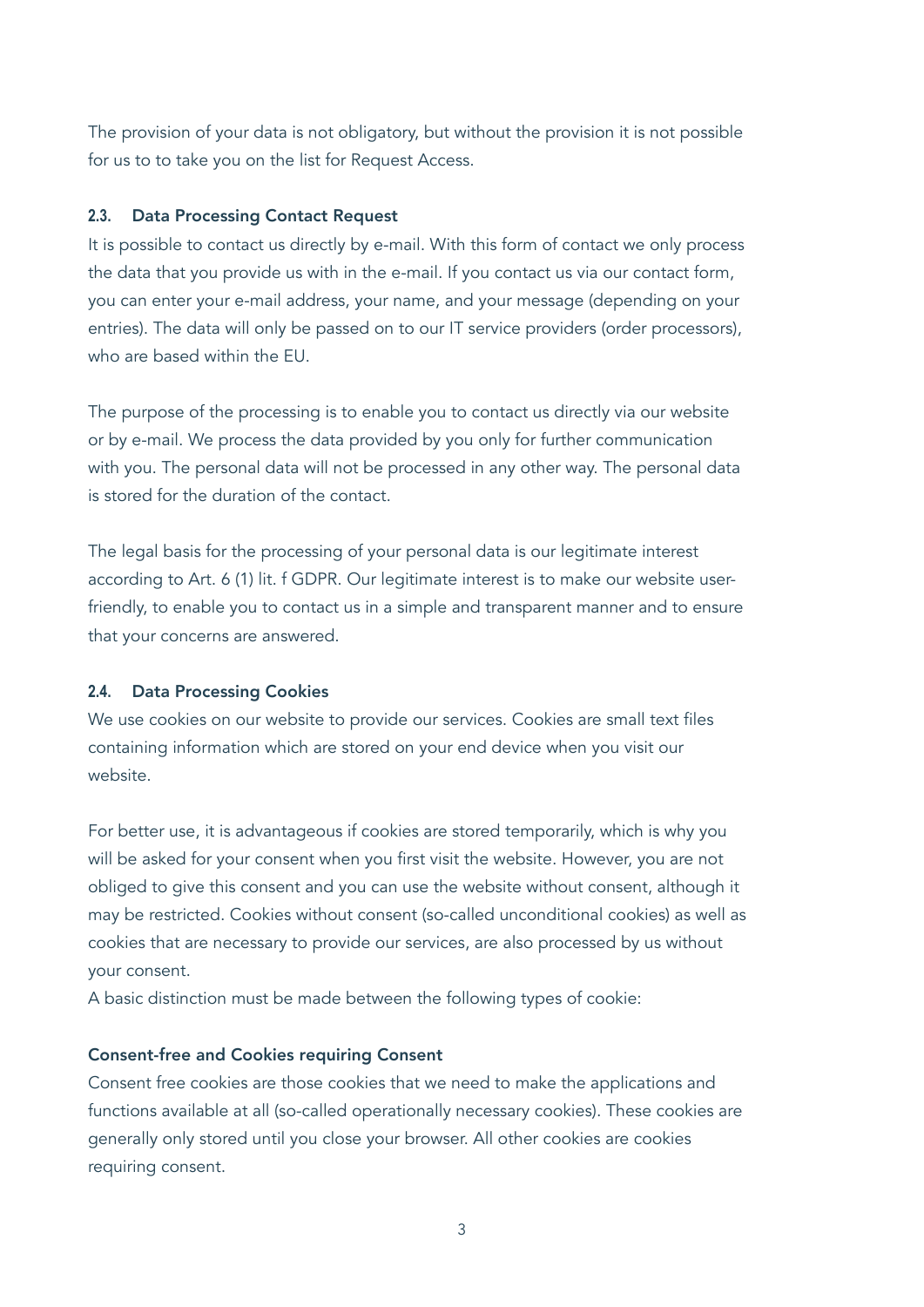The provision of your data is not obligatory, but without the provision it is not possible for us to to take you on the list for Request Access.

### 2.3. Data Processing Contact Request

It is possible to contact us directly by e-mail. With this form of contact we only process the data that you provide us with in the e-mail. If you contact us via our contact form, you can enter your e-mail address, your name, and your message (depending on your entries). The data will only be passed on to our IT service providers (order processors), who are based within the EU.

The purpose of the processing is to enable you to contact us directly via our website or by e-mail. We process the data provided by you only for further communication with you. The personal data will not be processed in any other way. The personal data is stored for the duration of the contact.

The legal basis for the processing of your personal data is our legitimate interest according to Art. 6 (1) lit. f GDPR. Our legitimate interest is to make our website user-friendly, to enable you to contact us in a simple and transparent manner and to ensure that your concerns are answered.

### 2.4. Data Processing Cookies

We use cookies on our website to provide our services. Cookies are small text files containing information which are stored on your end device when you visit our website.

For better use, it is advantageous if cookies are stored temporarily, which is why you will be asked for your consent when you first visit the website. However, you are not obliged to give this consent and you can use the website without consent, although it may be restricted. Cookies without consent (so-called unconditional cookies) as well as cookies that are necessary to provide our services, are also processed by us without your consent.
A basic distinction must be made between the following types of cookie:

**Consent-free and Cookies requiring Consent**

Consent free cookies are those cookies that we need to make the applications and functions available at all (so-called operationally necessary cookies). These cookies are generally only stored until you close your browser. All other cookies are cookies requiring consent.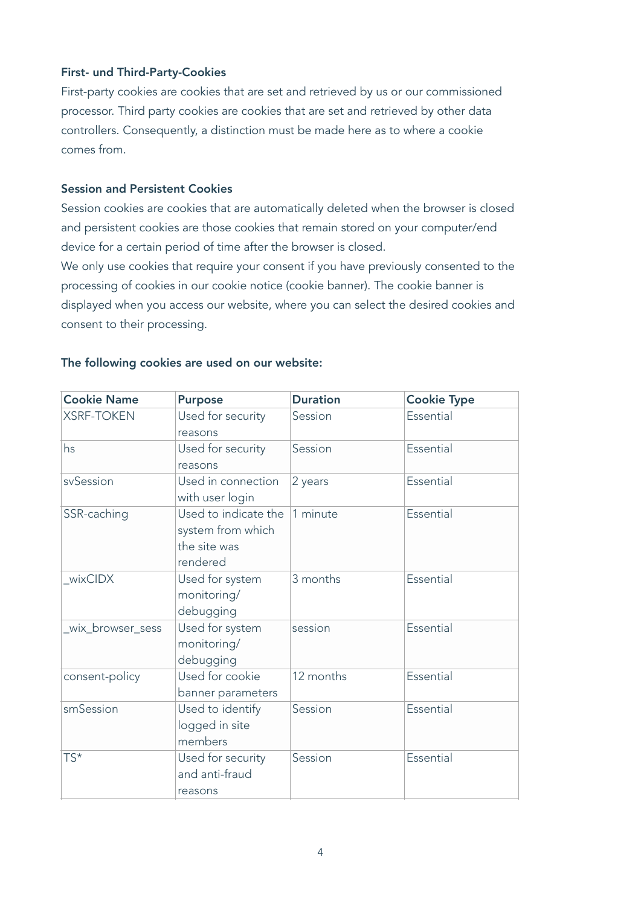### First- und Third-Party-Cookies

First-party cookies are cookies that are set and retrieved by us or our commissioned processor. Third party cookies are cookies that are set and retrieved by other data controllers. Consequently, a distinction must be made here as to where a cookie comes from.

### Session and Persistent Cookies

Session cookies are cookies that are automatically deleted when the browser is closed and persistent cookies are those cookies that remain stored on your computer/end device for a certain period of time after the browser is closed.

We only use cookies that require your consent if you have previously consented to the processing of cookies in our cookie notice (cookie banner). The cookie banner is displayed when you access our website, where you can select the desired cookies and consent to their processing.

### The following cookies are used on our website:

| Cookie Name | Purpose | Duration | Cookie Type |
| --- | --- | --- | --- |
| XSRF-TOKEN | Used for security reasons | Session | Essential |
| hs | Used for security reasons | Session | Essential |
| svSession | Used in connection with user login | 2 years | Essential |
| SSR-caching | Used to indicate the system from which the site was rendered | 1 minute | Essential |
| _wixCIDX | Used for system monitoring/ debugging | 3 months | Essential |
| _wix_browser_sess | Used for system monitoring/ debugging | session | Essential |
| consent-policy | Used for cookie banner parameters | 12 months | Essential |
| smSession | Used to identify logged in site members | Session | Essential |
| TS* | Used for security and anti-fraud reasons | Session | Essential |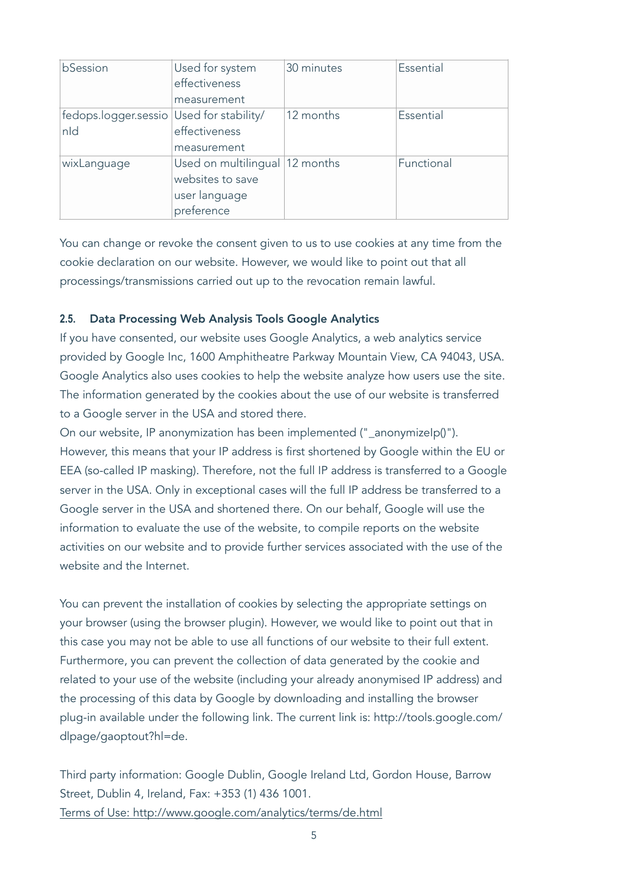| bSession | Used for system effectiveness measurement | 30 minutes | Essential |
|---|---|---|---|
| fedops.logger.sessionId | Used for stability/ effectiveness measurement | 12 months | Essential |
| wixLanguage | Used on multilingual websites to save user language preference | 12 months | Functional |

You can change or revoke the consent given to us to use cookies at any time from the cookie declaration on our website. However, we would like to point out that all processings/transmissions carried out up to the revocation remain lawful.

### 2.5. Data Processing Web Analysis Tools Google Analytics

If you have consented, our website uses Google Analytics, a web analytics service provided by Google Inc, 1600 Amphitheatre Parkway Mountain View, CA 94043, USA. Google Analytics also uses cookies to help the website analyze how users use the site. The information generated by the cookies about the use of our website is transferred to a Google server in the USA and stored there.
On our website, IP anonymization has been implemented ("_anonymizeIp()"). However, this means that your IP address is first shortened by Google within the EU or EEA (so-called IP masking). Therefore, not the full IP address is transferred to a Google server in the USA. Only in exceptional cases will the full IP address be transferred to a Google server in the USA and shortened there. On our behalf, Google will use the information to evaluate the use of the website, to compile reports on the website activities on our website and to provide further services associated with the use of the website and the Internet.

You can prevent the installation of cookies by selecting the appropriate settings on your browser (using the browser plugin). However, we would like to point out that in this case you may not be able to use all functions of our website to their full extent. Furthermore, you can prevent the collection of data generated by the cookie and related to your use of the website (including your already anonymised IP address) and the processing of this data by Google by downloading and installing the browser plug-in available under the following link. The current link is: http://tools.google.com/dlpage/gaoptout?hl=de.

Third party information: Google Dublin, Google Ireland Ltd, Gordon House, Barrow Street, Dublin 4, Ireland, Fax: +353 (1) 436 1001.
Terms of Use: http://www.google.com/analytics/terms/de.html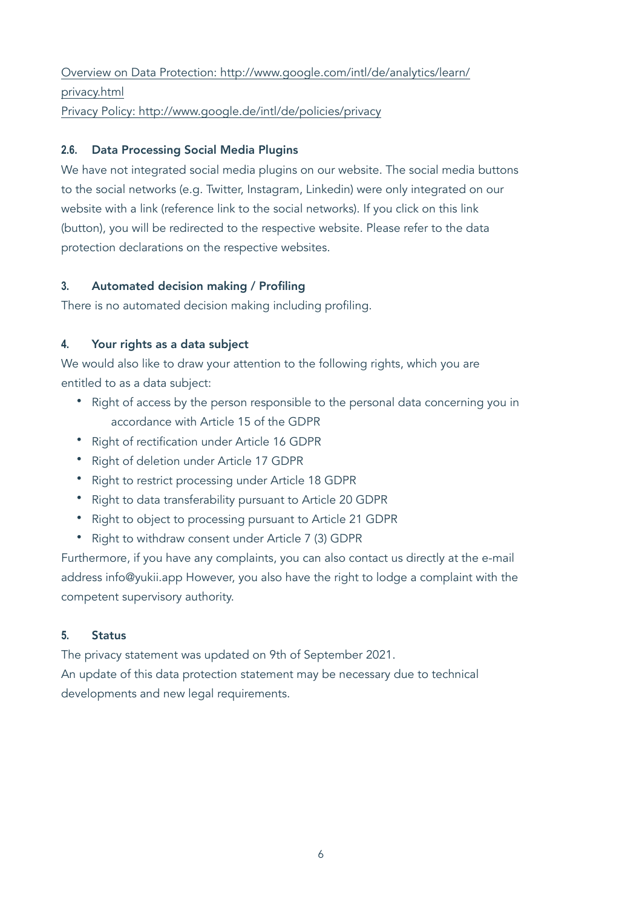Overview on Data Protection: http://www.google.com/intl/de/analytics/learn/privacy.html
Privacy Policy: http://www.google.de/intl/de/policies/privacy

### 2.6. Data Processing Social Media Plugins

We have not integrated social media plugins on our website. The social media buttons to the social networks (e.g. Twitter, Instagram, Linkedin) were only integrated on our website with a link (reference link to the social networks). If you click on this link (button), you will be redirected to the respective website. Please refer to the data protection declarations on the respective websites.

## 3. Automated decision making / Profiling

There is no automated decision making including profiling.

## 4. Your rights as a data subject

We would also like to draw your attention to the following rights, which you are entitled to as a data subject:

- Right of access by the person responsible to the personal data concerning you in accordance with Article 15 of the GDPR
- Right of rectification under Article 16 GDPR
- Right of deletion under Article 17 GDPR
- Right to restrict processing under Article 18 GDPR
- Right to data transferability pursuant to Article 20 GDPR
- Right to object to processing pursuant to Article 21 GDPR
- Right to withdraw consent under Article 7 (3) GDPR

Furthermore, if you have any complaints, you can also contact us directly at the e-mail address info@yukii.app However, you also have the right to lodge a complaint with the competent supervisory authority.

## 5. Status

The privacy statement was updated on 9th of September 2021.
An update of this data protection statement may be necessary due to technical developments and new legal requirements.